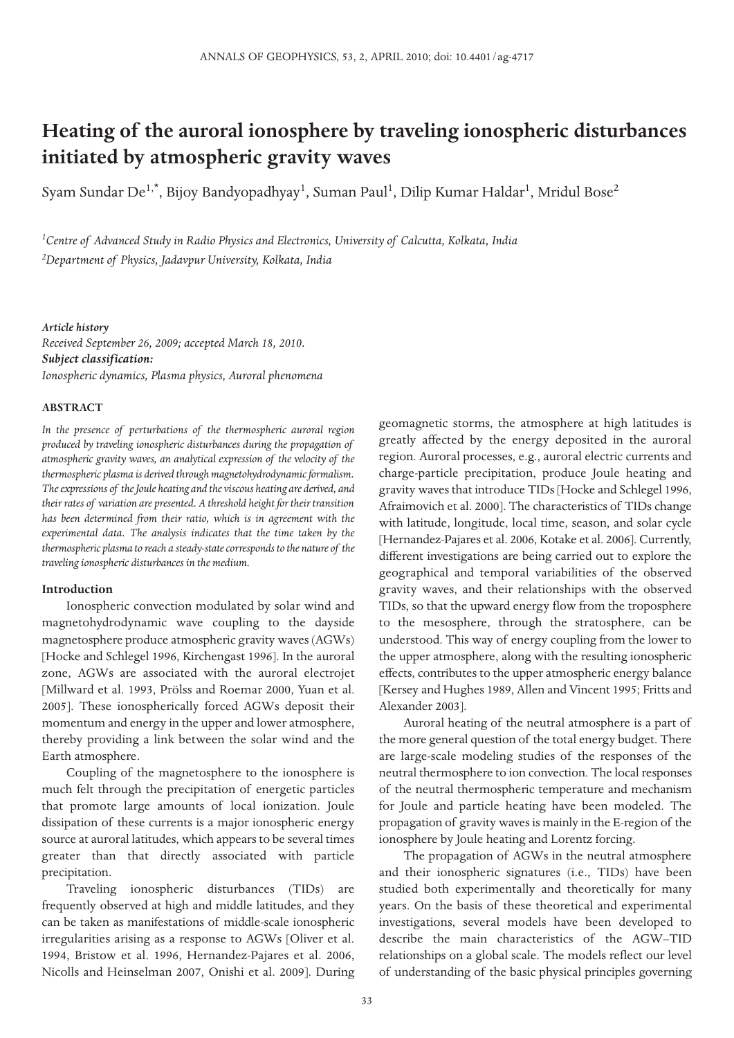# Heating of the auroral ionosphere by traveling ionospheric disturbances initiated by atmospheric gravity waves

Syam Sundar De[1,*], Bijoy Bandyopadhyay[1], Suman Paul[1], Dilip Kumar Haldar[1], Mridul Bose[2]

[1] *Centre of Advanced Study in Radio Physics and Electronics, University of Calcutta, Kolkata, India*

[2] *Department of Physics, Jadavpur University, Kolkata, India*

***Article history***
*Received September 26, 2009; accepted March 18, 2010.*
***Subject classification:***
*Ionospheric dynamics, Plasma physics, Auroral phenomena*

### ABSTRACT

*In the presence of perturbations of the thermospheric auroral region produced by traveling ionospheric disturbances during the propagation of atmospheric gravity waves, an analytical expression of the velocity of the thermospheric plasma is derived through magnetohydrodynamic formalism. The expressions of the Joule heating and the viscous heating are derived, and their rates of variation are presented. A threshold height for their transition has been determined from their ratio, which is in agreement with the experimental data. The analysis indicates that the time taken by the thermospheric plasma to reach a steady-state corresponds to the nature of the traveling ionospheric disturbances in the medium.*

### Introduction

Ionospheric convection modulated by solar wind and magnetohydrodynamic wave coupling to the dayside magnetosphere produce atmospheric gravity waves (AGWs) [Hocke and Schlegel 1996, Kirchengast 1996]. In the auroral zone, AGWs are associated with the auroral electrojet [Millward et al. 1993, Prölss and Roemar 2000, Yuan et al. 2005]. These ionospherically forced AGWs deposit their momentum and energy in the upper and lower atmosphere, thereby providing a link between the solar wind and the Earth atmosphere.

Coupling of the magnetosphere to the ionosphere is much felt through the precipitation of energetic particles that promote large amounts of local ionization. Joule dissipation of these currents is a major ionospheric energy source at auroral latitudes, which appears to be several times greater than that directly associated with particle precipitation.

Traveling ionospheric disturbances (TIDs) are frequently observed at high and middle latitudes, and they can be taken as manifestations of middle-scale ionospheric irregularities arising as a response to AGWs [Oliver et al. 1994, Bristow et al. 1996, Hernandez-Pajares et al. 2006, Nicolls and Heinselman 2007, Onishi et al. 2009]. During geomagnetic storms, the atmosphere at high latitudes is greatly affected by the energy deposited in the auroral region. Auroral processes, e.g., auroral electric currents and charge-particle precipitation, produce Joule heating and gravity waves that introduce TIDs [Hocke and Schlegel 1996, Afraimovich et al. 2000]. The characteristics of TIDs change with latitude, longitude, local time, season, and solar cycle [Hernandez-Pajares et al. 2006, Kotake et al. 2006]. Currently, different investigations are being carried out to explore the geographical and temporal variabilities of the observed gravity waves, and their relationships with the observed TIDs, so that the upward energy flow from the troposphere to the mesosphere, through the stratosphere, can be understood. This way of energy coupling from the lower to the upper atmosphere, along with the resulting ionospheric effects, contributes to the upper atmospheric energy balance [Kersey and Hughes 1989, Allen and Vincent 1995; Fritts and Alexander 2003].

Auroral heating of the neutral atmosphere is a part of the more general question of the total energy budget. There are large-scale modeling studies of the responses of the neutral thermosphere to ion convection. The local responses of the neutral thermospheric temperature and mechanism for Joule and particle heating have been modeled. The propagation of gravity waves is mainly in the E-region of the ionosphere by Joule heating and Lorentz forcing.

The propagation of AGWs in the neutral atmosphere and their ionospheric signatures (i.e., TIDs) have been studied both experimentally and theoretically for many years. On the basis of these theoretical and experimental investigations, several models have been developed to describe the main characteristics of the AGW–TID relationships on a global scale. The models reflect our level of understanding of the basic physical principles governing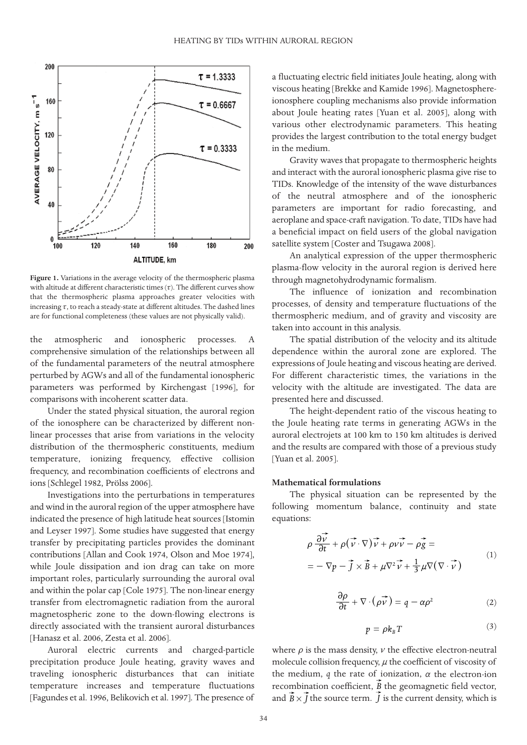Figure 1. Variations in the average velocity of the thermospheric plasma with altitude at different characteristic times ($\tau$). The different curves show that the thermospheric plasma approaches greater velocities with increasing $\tau$, to reach a steady-state at different altitudes. The dashed lines are for functional completeness (these values are not physically valid).

the atmospheric and ionospheric processes. A comprehensive simulation of the relationships between all of the fundamental parameters of the neutral atmosphere perturbed by AGWs and all of the fundamental ionospheric parameters was performed by Kirchengast [1996], for comparisons with incoherent scatter data.

Under the stated physical situation, the auroral region of the ionosphere can be characterized by different non-linear processes that arise from variations in the velocity distribution of the thermospheric constituents, medium temperature, ionizing frequency, effective collision frequency, and recombination coefficients of electrons and ions [Schlegel 1982, Prölss 2006].

Investigations into the perturbations in temperatures and wind in the auroral region of the upper atmosphere have indicated the presence of high latitude heat sources [Istomin and Leyser 1997]. Some studies have suggested that energy transfer by precipitating particles provides the dominant contributions [Allan and Cook 1974, Olson and Moe 1974], while Joule dissipation and ion drag can take on more important roles, particularly surrounding the auroral oval and within the polar cap [Cole 1975]. The non-linear energy transfer from electromagnetic radiation from the auroral magnetospheric zone to the down-flowing electrons is directly associated with the transient auroral disturbances [Hanasz et al. 2006, Zesta et al. 2006].

Auroral electric currents and charged-particle precipitation produce Joule heating, gravity waves and traveling ionospheric disturbances that can initiate temperature increases and temperature fluctuations [Fagundes et al. 1996, Belikovich et al. 1997]. The presence of a fluctuating electric field initiates Joule heating, along with viscous heating [Brekke and Kamide 1996]. Magnetosphere-ionosphere coupling mechanisms also provide information about Joule heating rates [Yuan et al. 2005], along with various other electrodynamic parameters. This heating provides the largest contribution to the total energy budget in the medium.

Gravity waves that propagate to thermospheric heights and interact with the auroral ionospheric plasma give rise to TIDs. Knowledge of the intensity of the wave disturbances of the neutral atmosphere and of the ionospheric parameters are important for radio forecasting, and aeroplane and space-craft navigation. To date, TIDs have had a beneficial impact on field users of the global navigation satellite system [Coster and Tsugawa 2008].

An analytical expression of the upper thermospheric plasma-flow velocity in the auroral region is derived here through magnetohydrodynamic formalism.

The influence of ionization and recombination processes, of density and temperature fluctuations of the thermospheric medium, and of gravity and viscosity are taken into account in this analysis.

The spatial distribution of the velocity and its altitude dependence within the auroral zone are explored. The expressions of Joule heating and viscous heating are derived. For different characteristic times, the variations in the velocity with the altitude are investigated. The data are presented here and discussed.

The height-dependent ratio of the viscous heating to the Joule heating rate terms in generating AGWs in the auroral electrojets at 100 km to 150 km altitudes is derived and the results are compared with those of a previous study [Yuan et al. 2005].

## Mathematical formulations

The physical situation can be represented by the following momentum balance, continuity and state equations:

$$\rho \frac{\partial \vec{v}}{\partial t} + \rho(\vec{v}\cdot\nabla)\vec{v} + \rho\nu\vec{v} - \rho\vec{g} = -\nabla p - \vec{J}\times\vec{B} + \mu\nabla^2\vec{v} + \frac{1}{3}\mu\nabla(\nabla\cdot\vec{v}) \tag{1}$$

$$\frac{\partial \rho}{\partial t} + \nabla\cdot(\rho\vec{v}) = q - \alpha\rho^2 \tag{2}$$

$$p = \rho k_B T \tag{3}$$

where $\rho$ is the mass density, $\nu$ the effective electron-neutral molecule collision frequency, $\mu$ the coefficient of viscosity of the medium, $q$ the rate of ionization, $\alpha$ the electron-ion recombination coefficient, $\vec{B}$ the geomagnetic field vector, and $\vec{B}\times\vec{J}$ the source term. $\vec{J}$ is the current density, which is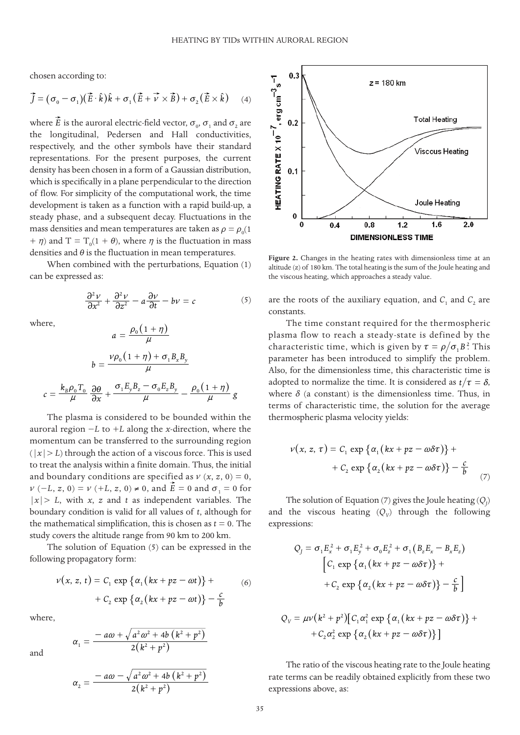chosen according to:

$$\vec{J} = (\sigma_0 - \sigma_1)(\vec{E}\cdot\hat{k})\hat{k} + \sigma_1(\vec{E} + \vec{\nu}\times\vec{B}) + \sigma_2(\vec{E}\times\hat{k}) \quad (4)$$

where $\vec{E}$ is the auroral electric-field vector, $\sigma_0$, $\sigma_1$ and $\sigma_2$ are the longitudinal, Pedersen and Hall conductivities, respectively, and the other symbols have their standard representations. For the present purposes, the current density has been chosen in a form of a Gaussian distribution, which is specifically in a plane perpendicular to the direction of flow. For simplicity of the computational work, the time development is taken as a function with a rapid build-up, a steady phase, and a subsequent decay. Fluctuations in the mass densities and mean temperatures are taken as $\rho = \rho_0(1 + \eta)$ and $T = T_0(1 + \theta)$, where $\eta$ is the fluctuation in mass densities and $\theta$ is the fluctuation in mean temperatures.

When combined with the perturbations, Equation (1) can be expressed as:

$$\frac{\partial^2 \nu}{\partial x^2} + \frac{\partial^2 \nu}{\partial z^2} - a\frac{\partial \nu}{\partial t} - b\nu = c \quad (5)$$

where,

$$a = \frac{\rho_0(1+\eta)}{\mu}$$

$$b = \frac{\nu\rho_0(1+\eta) + \sigma_1 B_x B_y}{\mu}$$

$$c = \frac{k_B \rho_0 T_0}{\mu}\frac{\partial\theta}{\partial x} + \frac{\sigma_1 E_y B_z - \sigma_0 E_z B_y}{\mu} - \frac{\rho_0(1+\eta)}{\mu}g$$

The plasma is considered to be bounded within the auroral region $-L$ to $+L$ along the $x$-direction, where the momentum can be transferred to the surrounding region ($|x| > L$) through the action of a viscous force. This is used to treat the analysis within a finite domain. Thus, the initial and boundary conditions are specified as $\nu(x, z, 0) = 0$, $\nu(-L, z, 0) = \nu(+L, z, 0) \neq 0$, and $\vec{E} = 0$ and $\sigma_1 = 0$ for $|x| > L$, with $x$, $z$ and $t$ as independent variables. The boundary condition is valid for all values of $t$, although for the mathematical simplification, this is chosen as $t = 0$. The study covers the altitude range from 90 km to 200 km.

The solution of Equation (5) can be expressed in the following propagatory form:

$$\nu(x, z, t) = C_1 \exp\{\alpha_1(kx + pz - \omega t)\} + C_2 \exp\{\alpha_2(kx + pz - \omega t)\} - \frac{c}{b} \quad (6)$$

where,

$$\alpha_1 = \frac{-a\omega + \sqrt{a^2\omega^2 + 4b(k^2 + p^2)}}{2(k^2 + p^2)}$$

and

$$\alpha_2 = \frac{-a\omega - \sqrt{a^2\omega^2 + 4b(k^2 + p^2)}}{2(k^2 + p^2)}$$

are the roots of the auxiliary equation, and $C_1$ and $C_2$ are constants.

The time constant required for the thermospheric plasma flow to reach a steady-state is defined by the characteristic time, which is given by $\tau = \rho/\sigma_1 B^2$. This parameter has been introduced to simplify the problem. Also, for the dimensionless time, this characteristic time is adopted to normalize the time. It is considered as $t/\tau = \delta$, where $\delta$ (a constant) is the dimensionless time. Thus, in terms of characteristic time, the solution for the average thermospheric plasma velocity yields:

$$\nu(x, z, \tau) = C_1 \exp\{\alpha_1(kx + pz - \omega\delta\tau)\} + C_2 \exp\{\alpha_2(kx + pz - \omega\delta\tau)\} - \frac{c}{b} \quad (7)$$

The solution of Equation (7) gives the Joule heating ($Q_J$) and the viscous heating ($Q_V$) through the following expressions:

$$Q_J = \sigma_1 E_x^2 + \sigma_1 E_y^2 + \sigma_0 E_z^2 + \sigma_1(B_z E_x - B_x E_z)\left[C_1 \exp\{\alpha_1(kx + pz - \omega\delta\tau)\} + C_2 \exp\{\alpha_2(kx + pz - \omega\delta\tau)\} - \frac{c}{b}\right]$$

$$Q_V = \mu\nu(k^2 + p^2)\left[C_1\alpha_1^2 \exp\{\alpha_1(kx + pz - \omega\delta\tau)\} + C_2\alpha_2^2 \exp\{\alpha_2(kx + pz - \omega\delta\tau)\}\right]$$

The ratio of the viscous heating rate to the Joule heating rate terms can be readily obtained explicitly from these two expressions above, as:

**Figure 2.** Changes in the heating rates with dimensionless time at an altitude ($z$) of 180 km. The total heating is the sum of the Joule heating and the viscous heating, which approaches a steady value.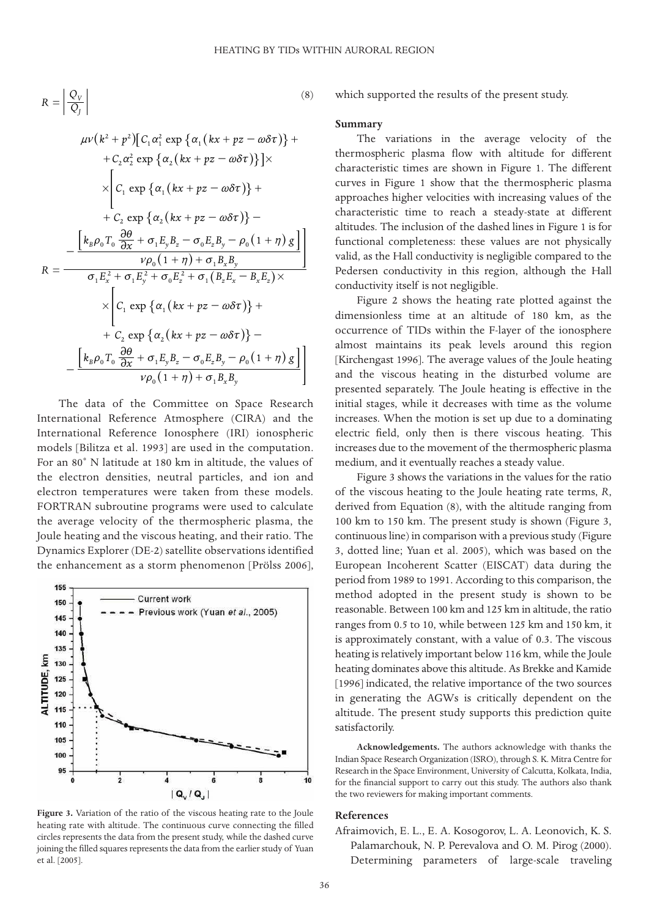$$R = \left| \frac{Q_V}{Q_J} \right| \tag{8}$$

$$R = \frac{\mu\nu\left(k^2+p^2\right)\left[C_1\alpha_1^2 \exp\left\{\alpha_1\left(kx+pz-\omega\delta\tau\right)\right\} + C_2\alpha_2^2 \exp\left\{\alpha_2\left(kx+pz-\omega\delta\tau\right)\right\}\right] \times \left[C_1 \exp\left\{\alpha_1\left(kx+pz-\omega\delta\tau\right)\right\} + C_2 \exp\left\{\alpha_2\left(kx+pz-\omega\delta\tau\right)\right\} - \frac{\left[k_B\rho_0 T_0 \frac{\partial\theta}{\partial x} + \sigma_1 E_y B_z - \sigma_0 E_z B_y - \rho_0\left(1+\eta\right)g\right]}{\nu\rho_0\left(1+\eta\right)+\sigma_1 B_x B_y}\right]}{\sigma_1 E_x^2 + \sigma_1 E_y^2 + \sigma_0 E_z^2 + \sigma_1\left(B_z E_x - B_x E_z\right) \times \left[C_1 \exp\left\{\alpha_1\left(kx+pz-\omega\delta\tau\right)\right\} + C_2 \exp\left\{\alpha_2\left(kx+pz-\omega\delta\tau\right)\right\} - \frac{\left[k_B\rho_0 T_0 \frac{\partial\theta}{\partial x} + \sigma_1 E_y B_z - \sigma_0 E_z B_y - \rho_0\left(1+\eta\right)g\right]}{\nu\rho_0\left(1+\eta\right)+\sigma_1 B_x B_y}\right]}$$

The data of the Committee on Space Research International Reference Atmosphere (CIRA) and the International Reference Ionosphere (IRI) ionospheric models [Bilitza et al. 1993] are used in the computation. For an 80° N latitude at 180 km in altitude, the values of the electron densities, neutral particles, and ion and electron temperatures were taken from these models. FORTRAN subroutine programs were used to calculate the average velocity of the thermospheric plasma, the Joule heating and the viscous heating, and their ratio. The Dynamics Explorer (DE-2) satellite observations identified the enhancement as a storm phenomenon [Prölss 2006], which supported the results of the present study.

**Figure 3.** Variation of the ratio of the viscous heating rate to the Joule heating rate with altitude. The continuous curve connecting the filled circles represents the data from the present study, while the dashed curve joining the filled squares represents the data from the earlier study of Yuan et al. [2005].

## Summary

The variations in the average velocity of the thermospheric plasma flow with altitude for different characteristic times are shown in Figure 1. The different curves in Figure 1 show that the thermospheric plasma approaches higher velocities with increasing values of the characteristic time to reach a steady-state at different altitudes. The inclusion of the dashed lines in Figure 1 is for functional completeness: these values are not physically valid, as the Hall conductivity is negligible compared to the Pedersen conductivity in this region, although the Hall conductivity itself is not negligible.

Figure 2 shows the heating rate plotted against the dimensionless time at an altitude of 180 km, as the occurrence of TIDs within the F-layer of the ionosphere almost maintains its peak levels around this region [Kirchengast 1996]. The average values of the Joule heating and the viscous heating in the disturbed volume are presented separately. The Joule heating is effective in the initial stages, while it decreases with time as the volume increases. When the motion is set up due to a dominating electric field, only then is there viscous heating. This increases due to the movement of the thermospheric plasma medium, and it eventually reaches a steady value.

Figure 3 shows the variations in the values for the ratio of the viscous heating to the Joule heating rate terms, $R$, derived from Equation (8), with the altitude ranging from 100 km to 150 km. The present study is shown (Figure 3, continuous line) in comparison with a previous study (Figure 3, dotted line; Yuan et al. 2005), which was based on the European Incoherent Scatter (EISCAT) data during the period from 1989 to 1991. According to this comparison, the method adopted in the present study is shown to be reasonable. Between 100 km and 125 km in altitude, the ratio ranges from 0.5 to 10, while between 125 km and 150 km, it is approximately constant, with a value of 0.3. The viscous heating is relatively important below 116 km, while the Joule heating dominates above this altitude. As Brekke and Kamide [1996] indicated, the relative importance of the two sources in generating the AGWs is critically dependent on the altitude. The present study supports this prediction quite satisfactorily.

**Acknowledgements.** The authors acknowledge with thanks the Indian Space Research Organization (ISRO), through S. K. Mitra Centre for Research in the Space Environment, University of Calcutta, Kolkata, India, for the financial support to carry out this study. The authors also thank the two reviewers for making important comments.

## References

Afraimovich, E. L., E. A. Kosogorov, L. A. Leonovich, K. S. Palamarchouk, N. P. Perevalova and O. M. Pirog (2000). Determining parameters of large-scale traveling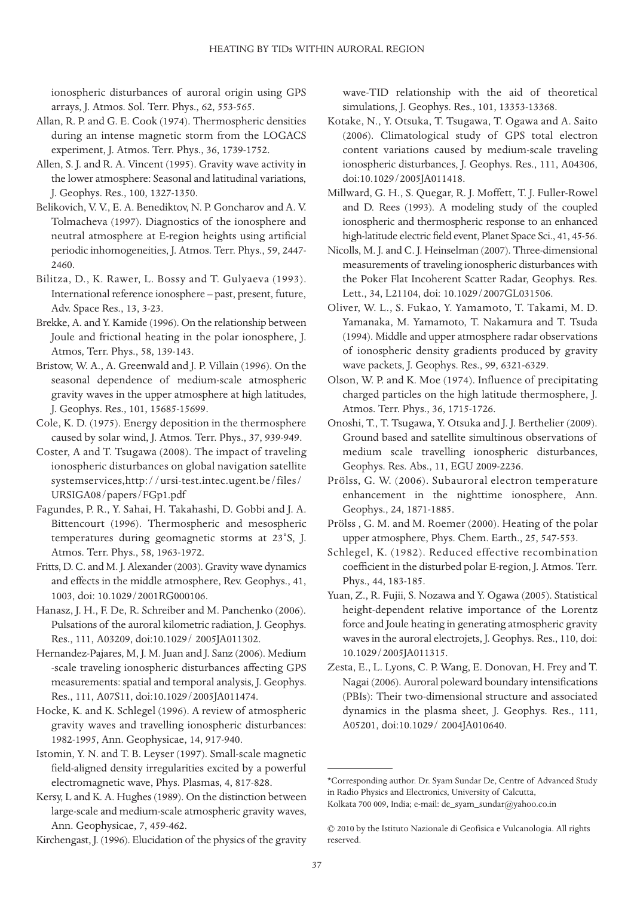ionospheric disturbances of auroral origin using GPS arrays, J. Atmos. Sol. Terr. Phys., 62, 553-565.

Allan, R. P. and G. E. Cook (1974). Thermospheric densities during an intense magnetic storm from the LOGACS experiment, J. Atmos. Terr. Phys., 36, 1739-1752.

Allen, S. J. and R. A. Vincent (1995). Gravity wave activity in the lower atmosphere: Seasonal and latitudinal variations, J. Geophys. Res., 100, 1327-1350.

Belikovich, V. V., E. A. Benediktov, N. P. Goncharov and A. V. Tolmacheva (1997). Diagnostics of the ionosphere and neutral atmosphere at E-region heights using artificial periodic inhomogeneities, J. Atmos. Terr. Phys., 59, 2447-2460.

Bilitza, D., K. Rawer, L. Bossy and T. Gulyaeva (1993). International reference ionosphere – past, present, future, Adv. Space Res., 13, 3-23.

Brekke, A. and Y. Kamide (1996). On the relationship between Joule and frictional heating in the polar ionosphere, J. Atmos, Terr. Phys., 58, 139-143.

Bristow, W. A., A. Greenwald and J. P. Villain (1996). On the seasonal dependence of medium-scale atmospheric gravity waves in the upper atmosphere at high latitudes, J. Geophys. Res., 101, 15685-15699.

Cole, K. D. (1975). Energy deposition in the thermosphere caused by solar wind, J. Atmos. Terr. Phys., 37, 939-949.

Coster, A and T. Tsugawa (2008). The impact of traveling ionospheric disturbances on global navigation satellite systemservices,http://ursi-test.intec.ugent.be/files/URSIGA08/papers/FGp1.pdf

Fagundes, P. R., Y. Sahai, H. Takahashi, D. Gobbi and J. A. Bittencourt (1996). Thermospheric and mesospheric temperatures during geomagnetic storms at 23°S, J. Atmos. Terr. Phys., 58, 1963-1972.

Fritts, D. C. and M. J. Alexander (2003). Gravity wave dynamics and effects in the middle atmosphere, Rev. Geophys., 41, 1003, doi: 10.1029/2001RG000106.

Hanasz, J. H., F. De, R. Schreiber and M. Panchenko (2006). Pulsations of the auroral kilometric radiation, J. Geophys. Res., 111, A03209, doi:10.1029/ 2005JA011302.

Hernandez-Pajares, M, J. M. Juan and J. Sanz (2006). Medium -scale traveling ionospheric disturbances affecting GPS measurements: spatial and temporal analysis, J. Geophys. Res., 111, A07S11, doi:10.1029/2005JA011474.

Hocke, K. and K. Schlegel (1996). A review of atmospheric gravity waves and travelling ionospheric disturbances: 1982-1995, Ann. Geophysicae, 14, 917-940.

Istomin, Y. N. and T. B. Leyser (1997). Small-scale magnetic field-aligned density irregularities excited by a powerful electromagnetic wave, Phys. Plasmas, 4, 817-828.

Kersy, L and K. A. Hughes (1989). On the distinction between large-scale and medium-scale atmospheric gravity waves, Ann. Geophysicae, 7, 459-462.

Kirchengast, J. (1996). Elucidation of the physics of the gravity wave-TID relationship with the aid of theoretical simulations, J. Geophys. Res., 101, 13353-13368.

Kotake, N., Y. Otsuka, T. Tsugawa, T. Ogawa and A. Saito (2006). Climatological study of GPS total electron content variations caused by medium-scale traveling ionospheric disturbances, J. Geophys. Res., 111, A04306, doi:10.1029/2005JA011418.

Millward, G. H., S. Quegar, R. J. Moffett, T. J. Fuller-Rowel and D. Rees (1993). A modeling study of the coupled ionospheric and thermospheric response to an enhanced high-latitude electric field event, Planet Space Sci., 41, 45-56.

Nicolls, M. J. and C. J. Heinselman (2007). Three-dimensional measurements of traveling ionospheric disturbances with the Poker Flat Incoherent Scatter Radar, Geophys. Res. Lett., 34, L21104, doi: 10.1029/2007GL031506.

Oliver, W. L., S. Fukao, Y. Yamamoto, T. Takami, M. D. Yamanaka, M. Yamamoto, T. Nakamura and T. Tsuda (1994). Middle and upper atmosphere radar observations of ionospheric density gradients produced by gravity wave packets, J. Geophys. Res., 99, 6321-6329.

Olson, W. P. and K. Moe (1974). Influence of precipitating charged particles on the high latitude thermosphere, J. Atmos. Terr. Phys., 36, 1715-1726.

Onoshi, T., T. Tsugawa, Y. Otsuka and J. J. Berthelier (2009). Ground based and satellite simultinous observations of medium scale travelling ionospheric disturbances, Geophys. Res. Abs., 11, EGU 2009-2236.

Prölss, G. W. (2006). Subauroral electron temperature enhancement in the nighttime ionosphere, Ann. Geophys., 24, 1871-1885.

Prölss , G. M. and M. Roemer (2000). Heating of the polar upper atmosphere, Phys. Chem. Earth., 25, 547-553.

Schlegel, K. (1982). Reduced effective recombination coefficient in the disturbed polar E-region, J. Atmos. Terr. Phys., 44, 183-185.

Yuan, Z., R. Fujii, S. Nozawa and Y. Ogawa (2005). Statistical height-dependent relative importance of the Lorentz force and Joule heating in generating atmospheric gravity waves in the auroral electrojets, J. Geophys. Res., 110, doi: 10.1029/2005JA011315.

Zesta, E., L. Lyons, C. P. Wang, E. Donovan, H. Frey and T. Nagai (2006). Auroral poleward boundary intensifications (PBIs): Their two-dimensional structure and associated dynamics in the plasma sheet, J. Geophys. Res., 111, A05201, doi:10.1029/ 2004JA010640.

---

*Corresponding author. Dr. Syam Sundar De, Centre of Advanced Study in Radio Physics and Electronics, University of Calcutta,
Kolkata 700 009, India; e-mail: de_syam_sundar@yahoo.co.in

© 2010 by the Istituto Nazionale di Geofisica e Vulcanologia. All rights reserved.